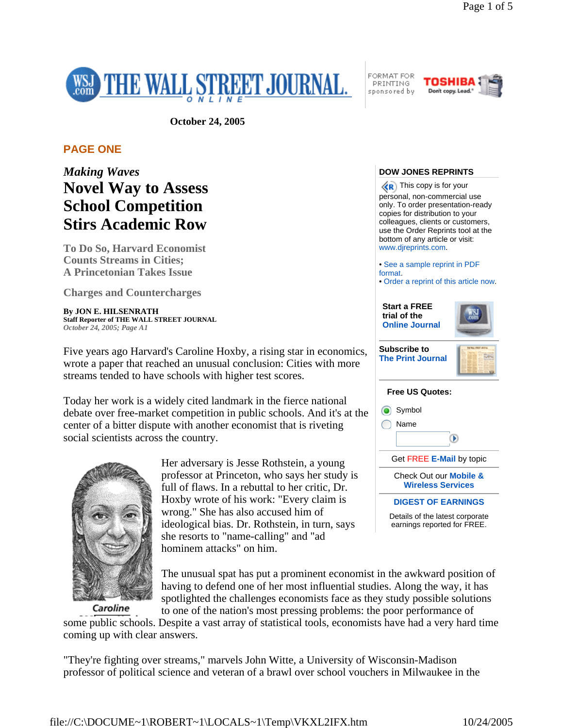October 24, 2005

**PAGE ONE**

*Making Waves*

# Novel Way to Assess School Competition Stirs Academic Row

## To Do So, Harvard Economist Counts Streams in Cities; A Princetonian Takes Issue

## Charges and Countercharges

**By JON E. HILSENRATH**
**Staff Reporter of THE WALL STREET JOURNAL**
*October 24, 2005; Page A1*

Five years ago Harvard's Caroline Hoxby, a rising star in economics, wrote a paper that reached an unusual conclusion: Cities with more streams tended to have schools with higher test scores.

Today her work is a widely cited landmark in the fierce national debate over free-market competition in public schools. And it's at the center of a bitter dispute with another economist that is riveting social scientists across the country.

Her adversary is Jesse Rothstein, a young professor at Princeton, who says her study is full of flaws. In a rebuttal to her critic, Dr. Hoxby wrote of his work: "Every claim is wrong." She has also accused him of ideological bias. Dr. Rothstein, in turn, says she resorts to "name-calling" and "ad hominem attacks" on him.

Caroline

The unusual spat has put a prominent economist in the awkward position of having to defend one of her most influential studies. Along the way, it has spotlighted the challenges economists face as they study possible solutions to one of the nation's most pressing problems: the poor performance of some public schools. Despite a vast array of statistical tools, economists have had a very hard time coming up with clear answers.

"They're fighting over streams," marvels John Witte, a University of Wisconsin-Madison professor of political science and veteran of a brawl over school vouchers in Milwaukee in the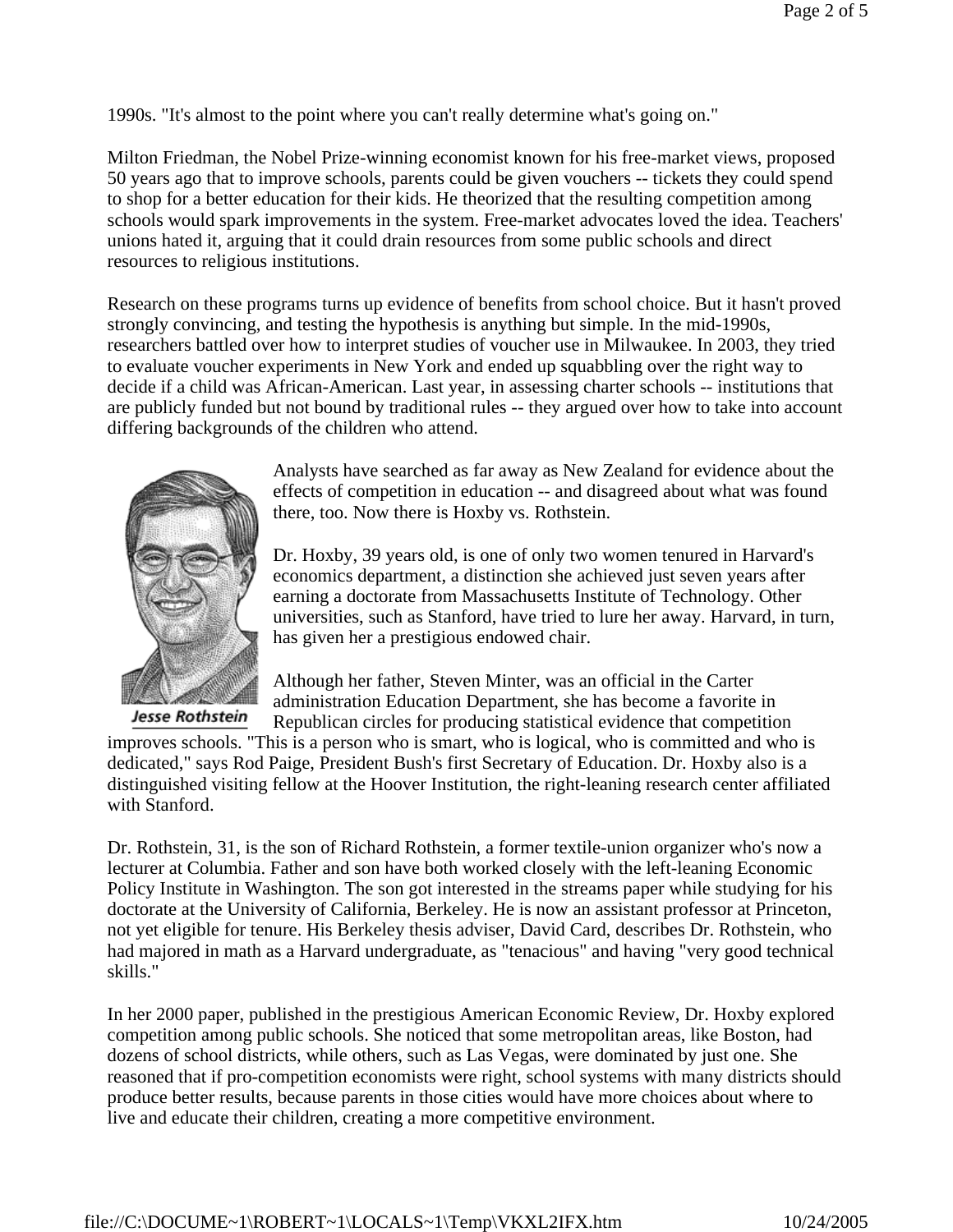1990s. "It's almost to the point where you can't really determine what's going on."

Milton Friedman, the Nobel Prize-winning economist known for his free-market views, proposed 50 years ago that to improve schools, parents could be given vouchers -- tickets they could spend to shop for a better education for their kids. He theorized that the resulting competition among schools would spark improvements in the system. Free-market advocates loved the idea. Teachers' unions hated it, arguing that it could drain resources from some public schools and direct resources to religious institutions.

Research on these programs turns up evidence of benefits from school choice. But it hasn't proved strongly convincing, and testing the hypothesis is anything but simple. In the mid-1990s, researchers battled over how to interpret studies of voucher use in Milwaukee. In 2003, they tried to evaluate voucher experiments in New York and ended up squabbling over the right way to decide if a child was African-American. Last year, in assessing charter schools -- institutions that are publicly funded but not bound by traditional rules -- they argued over how to take into account differing backgrounds of the children who attend.

Jesse Rothstein

Analysts have searched as far away as New Zealand for evidence about the effects of competition in education -- and disagreed about what was found there, too. Now there is Hoxby vs. Rothstein.

Dr. Hoxby, 39 years old, is one of only two women tenured in Harvard's economics department, a distinction she achieved just seven years after earning a doctorate from Massachusetts Institute of Technology. Other universities, such as Stanford, have tried to lure her away. Harvard, in turn, has given her a prestigious endowed chair.

Although her father, Steven Minter, was an official in the Carter administration Education Department, she has become a favorite in Republican circles for producing statistical evidence that competition improves schools. "This is a person who is smart, who is logical, who is committed and who is dedicated," says Rod Paige, President Bush's first Secretary of Education. Dr. Hoxby also is a distinguished visiting fellow at the Hoover Institution, the right-leaning research center affiliated with Stanford.

Dr. Rothstein, 31, is the son of Richard Rothstein, a former textile-union organizer who's now a lecturer at Columbia. Father and son have both worked closely with the left-leaning Economic Policy Institute in Washington. The son got interested in the streams paper while studying for his doctorate at the University of California, Berkeley. He is now an assistant professor at Princeton, not yet eligible for tenure. His Berkeley thesis adviser, David Card, describes Dr. Rothstein, who had majored in math as a Harvard undergraduate, as "tenacious" and having "very good technical skills."

In her 2000 paper, published in the prestigious American Economic Review, Dr. Hoxby explored competition among public schools. She noticed that some metropolitan areas, like Boston, had dozens of school districts, while others, such as Las Vegas, were dominated by just one. She reasoned that if pro-competition economists were right, school systems with many districts should produce better results, because parents in those cities would have more choices about where to live and educate their children, creating a more competitive environment.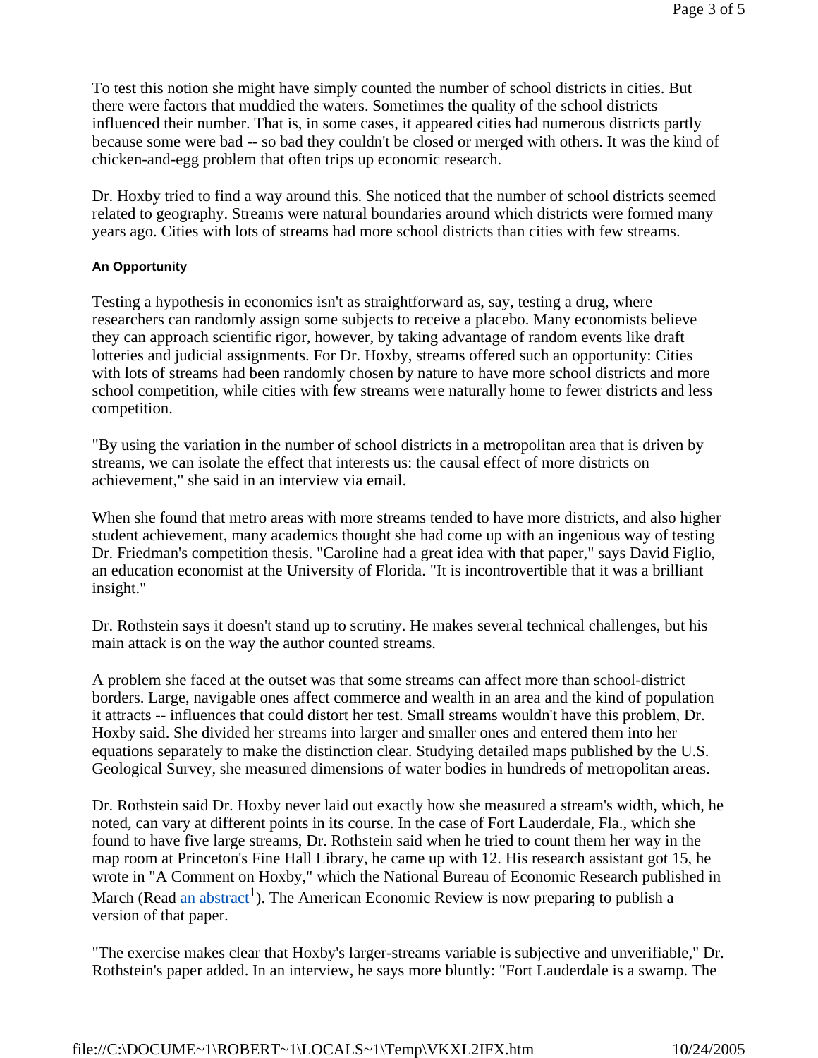To test this notion she might have simply counted the number of school districts in cities. But there were factors that muddied the waters. Sometimes the quality of the school districts influenced their number. That is, in some cases, it appeared cities had numerous districts partly because some were bad -- so bad they couldn't be closed or merged with others. It was the kind of chicken-and-egg problem that often trips up economic research.

Dr. Hoxby tried to find a way around this. She noticed that the number of school districts seemed related to geography. Streams were natural boundaries around which districts were formed many years ago. Cities with lots of streams had more school districts than cities with few streams.

#### An Opportunity

Testing a hypothesis in economics isn't as straightforward as, say, testing a drug, where researchers can randomly assign some subjects to receive a placebo. Many economists believe they can approach scientific rigor, however, by taking advantage of random events like draft lotteries and judicial assignments. For Dr. Hoxby, streams offered such an opportunity: Cities with lots of streams had been randomly chosen by nature to have more school districts and more school competition, while cities with few streams were naturally home to fewer districts and less competition.

"By using the variation in the number of school districts in a metropolitan area that is driven by streams, we can isolate the effect that interests us: the causal effect of more districts on achievement," she said in an interview via email.

When she found that metro areas with more streams tended to have more districts, and also higher student achievement, many academics thought she had come up with an ingenious way of testing Dr. Friedman's competition thesis. "Caroline had a great idea with that paper," says David Figlio, an education economist at the University of Florida. "It is incontrovertible that it was a brilliant insight."

Dr. Rothstein says it doesn't stand up to scrutiny. He makes several technical challenges, but his main attack is on the way the author counted streams.

A problem she faced at the outset was that some streams can affect more than school-district borders. Large, navigable ones affect commerce and wealth in an area and the kind of population it attracts -- influences that could distort her test. Small streams wouldn't have this problem, Dr. Hoxby said. She divided her streams into larger and smaller ones and entered them into her equations separately to make the distinction clear. Studying detailed maps published by the U.S. Geological Survey, she measured dimensions of water bodies in hundreds of metropolitan areas.

Dr. Rothstein said Dr. Hoxby never laid out exactly how she measured a stream's width, which, he noted, can vary at different points in its course. In the case of Fort Lauderdale, Fla., which she found to have five large streams, Dr. Rothstein said when he tried to count them her way in the map room at Princeton's Fine Hall Library, he came up with 12. His research assistant got 15, he wrote in "A Comment on Hoxby," which the National Bureau of Economic Research published in March (Read an abstract[1]). The American Economic Review is now preparing to publish a version of that paper.

"The exercise makes clear that Hoxby's larger-streams variable is subjective and unverifiable," Dr. Rothstein's paper added. In an interview, he says more bluntly: "Fort Lauderdale is a swamp. The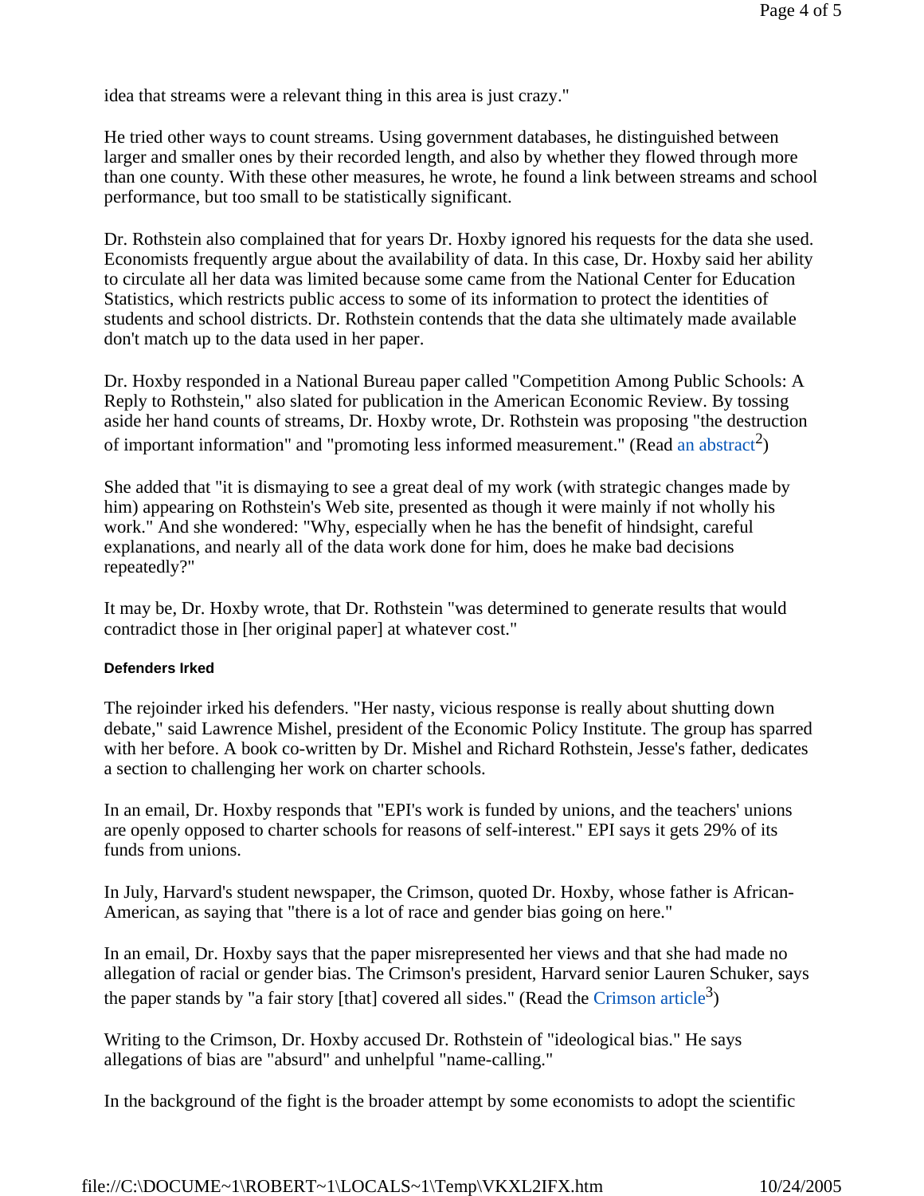idea that streams were a relevant thing in this area is just crazy."

He tried other ways to count streams. Using government databases, he distinguished between larger and smaller ones by their recorded length, and also by whether they flowed through more than one county. With these other measures, he wrote, he found a link between streams and school performance, but too small to be statistically significant.

Dr. Rothstein also complained that for years Dr. Hoxby ignored his requests for the data she used. Economists frequently argue about the availability of data. In this case, Dr. Hoxby said her ability to circulate all her data was limited because some came from the National Center for Education Statistics, which restricts public access to some of its information to protect the identities of students and school districts. Dr. Rothstein contends that the data she ultimately made available don't match up to the data used in her paper.

Dr. Hoxby responded in a National Bureau paper called "Competition Among Public Schools: A Reply to Rothstein," also slated for publication in the American Economic Review. By tossing aside her hand counts of streams, Dr. Hoxby wrote, Dr. Rothstein was proposing "the destruction of important information" and "promoting less informed measurement." (Read an abstract[2])

She added that "it is dismaying to see a great deal of my work (with strategic changes made by him) appearing on Rothstein's Web site, presented as though it were mainly if not wholly his work." And she wondered: "Why, especially when he has the benefit of hindsight, careful explanations, and nearly all of the data work done for him, does he make bad decisions repeatedly?"

It may be, Dr. Hoxby wrote, that Dr. Rothstein "was determined to generate results that would contradict those in [her original paper] at whatever cost."

**Defenders Irked**

The rejoinder irked his defenders. "Her nasty, vicious response is really about shutting down debate," said Lawrence Mishel, president of the Economic Policy Institute. The group has sparred with her before. A book co-written by Dr. Mishel and Richard Rothstein, Jesse's father, dedicates a section to challenging her work on charter schools.

In an email, Dr. Hoxby responds that "EPI's work is funded by unions, and the teachers' unions are openly opposed to charter schools for reasons of self-interest." EPI says it gets 29% of its funds from unions.

In July, Harvard's student newspaper, the Crimson, quoted Dr. Hoxby, whose father is African-American, as saying that "there is a lot of race and gender bias going on here."

In an email, Dr. Hoxby says that the paper misrepresented her views and that she had made no allegation of racial or gender bias. The Crimson's president, Harvard senior Lauren Schuker, says the paper stands by "a fair story [that] covered all sides." (Read the Crimson article[3])

Writing to the Crimson, Dr. Hoxby accused Dr. Rothstein of "ideological bias." He says allegations of bias are "absurd" and unhelpful "name-calling."

In the background of the fight is the broader attempt by some economists to adopt the scientific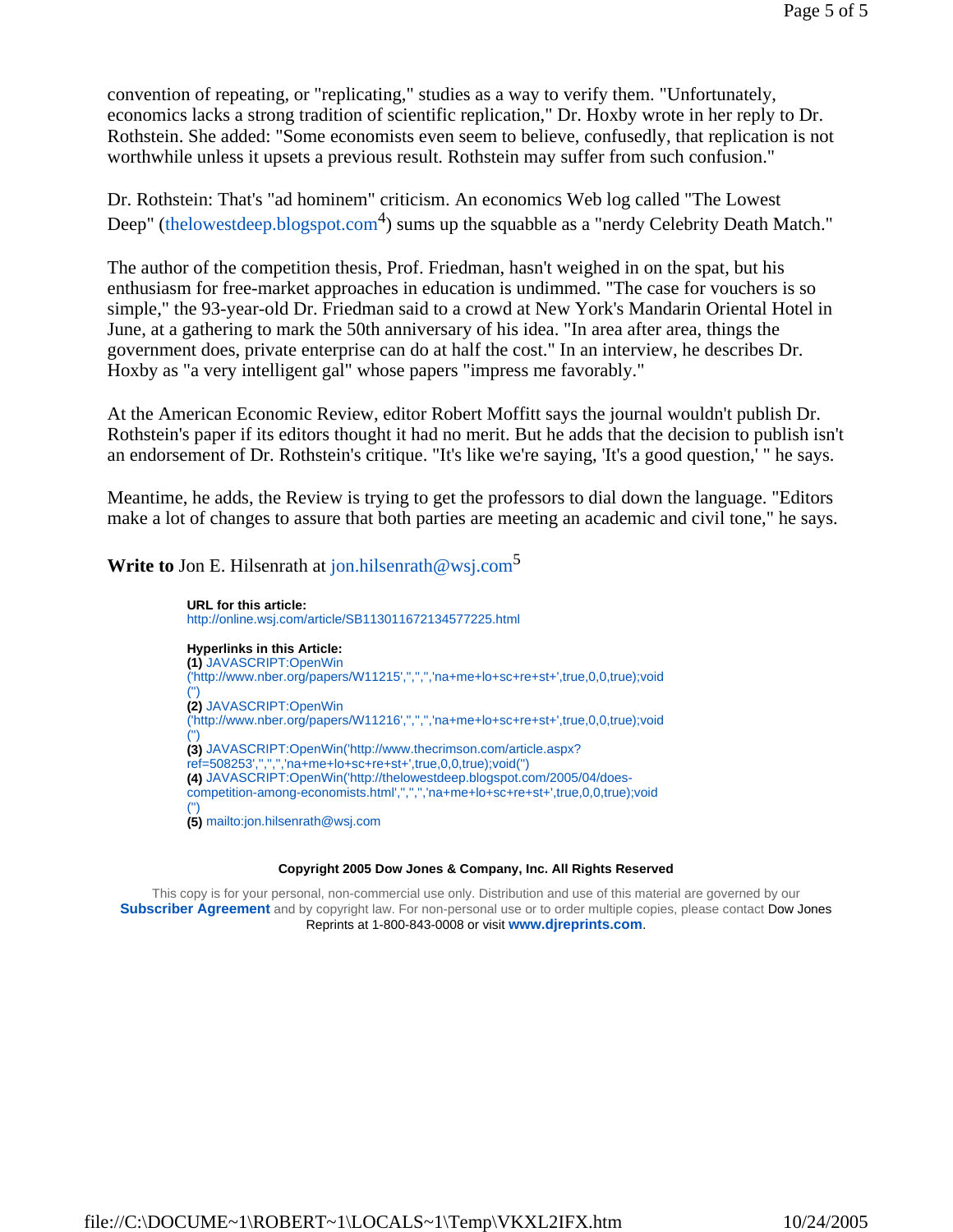convention of repeating, or "replicating," studies as a way to verify them. "Unfortunately, economics lacks a strong tradition of scientific replication," Dr. Hoxby wrote in her reply to Dr. Rothstein. She added: "Some economists even seem to believe, confusedly, that replication is not worthwhile unless it upsets a previous result. Rothstein may suffer from such confusion."

Dr. Rothstein: That's "ad hominem" criticism. An economics Web log called "The Lowest Deep" (thelowestdeep.blogspot.com[4]) sums up the squabble as a "nerdy Celebrity Death Match."

The author of the competition thesis, Prof. Friedman, hasn't weighed in on the spat, but his enthusiasm for free-market approaches in education is undimmed. "The case for vouchers is so simple," the 93-year-old Dr. Friedman said to a crowd at New York's Mandarin Oriental Hotel in June, at a gathering to mark the 50th anniversary of his idea. "In area after area, things the government does, private enterprise can do at half the cost." In an interview, he describes Dr. Hoxby as "a very intelligent gal" whose papers "impress me favorably."

At the American Economic Review, editor Robert Moffitt says the journal wouldn't publish Dr. Rothstein's paper if its editors thought it had no merit. But he adds that the decision to publish isn't an endorsement of Dr. Rothstein's critique. "It's like we're saying, 'It's a good question,' " he says.

Meantime, he adds, the Review is trying to get the professors to dial down the language. "Editors make a lot of changes to assure that both parties are meeting an academic and civil tone," he says.

**Write to** Jon E. Hilsenrath at jon.hilsenrath@wsj.com[5]

**URL for this article:**
http://online.wsj.com/article/SB113011672134577225.html

**Hyperlinks in this Article:**
**(1)** JAVASCRIPT:OpenWin('http://www.nber.org/papers/W11215','','','na+me+lo+sc+re+st+',true,0,0,true);void('')
**(2)** JAVASCRIPT:OpenWin('http://www.nber.org/papers/W11216','','','na+me+lo+sc+re+st+',true,0,0,true);void('')
**(3)** JAVASCRIPT:OpenWin('http://www.thecrimson.com/article.aspx?ref=508253','','','na+me+lo+sc+re+st+',true,0,0,true);void('')
**(4)** JAVASCRIPT:OpenWin('http://thelowestdeep.blogspot.com/2005/04/does-competition-among-economists.html','','','na+me+lo+sc+re+st+',true,0,0,true);void('')
**(5)** mailto:jon.hilsenrath@wsj.com

**Copyright 2005 Dow Jones & Company, Inc. All Rights Reserved**

This copy is for your personal, non-commercial use only. Distribution and use of this material are governed by our **Subscriber Agreement** and by copyright law. For non-personal use or to order multiple copies, please contact Dow Jones Reprints at 1-800-843-0008 or visit **www.djreprints.com**.